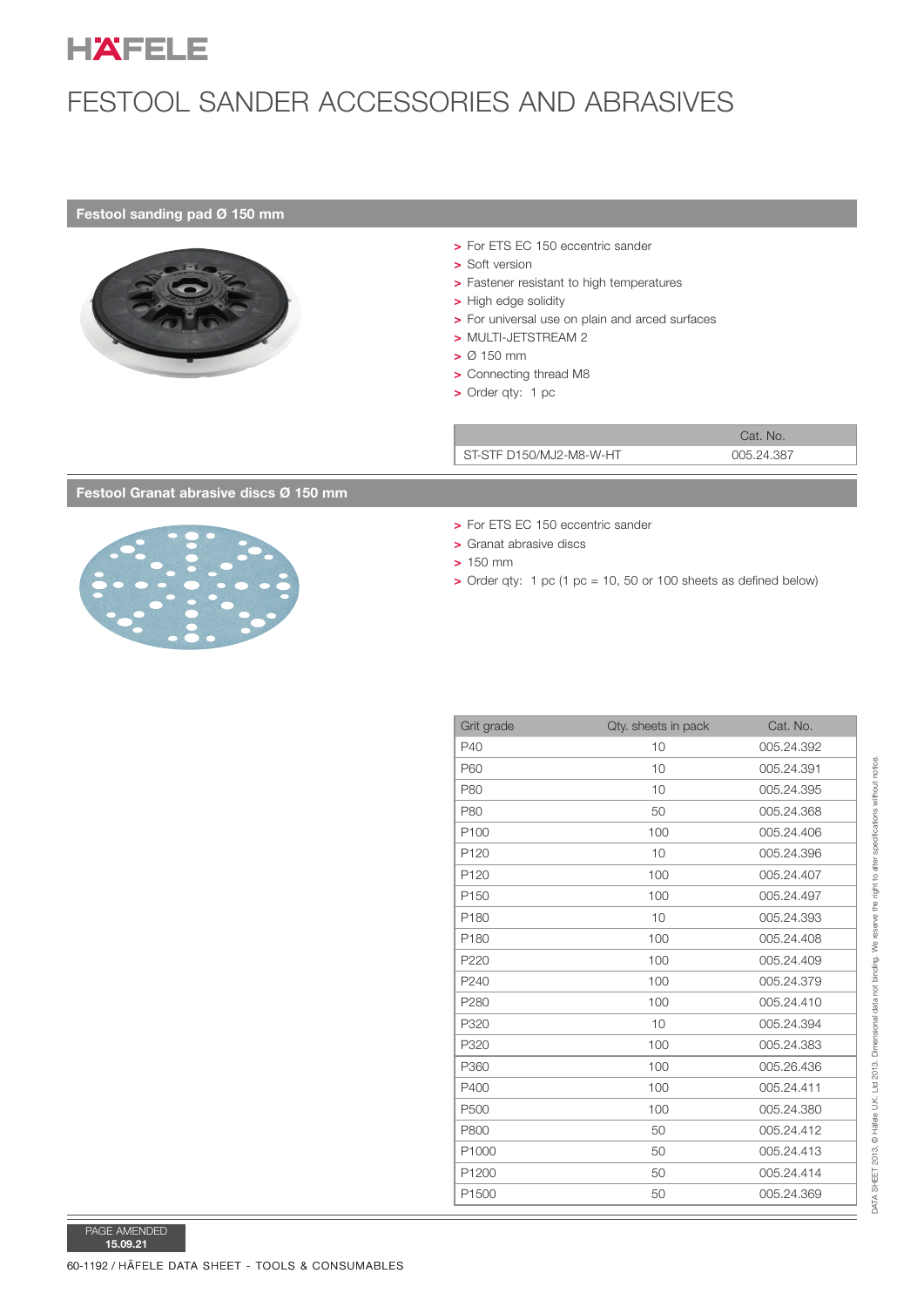# HÄFELE

# FESTOOL SANDER ACCESSORIES AND ABRASIVES

## Festool sanding pad Ø 150 mm

- For ETS EC 150 eccentric sander
- Soft version
- Fastener resistant to high temperatures
- High edge solidity
- For universal use on plain and arced surfaces
- MULTI-JETSTREAM 2
- Ø 150 mm
- Connecting thread M8
- Order qty: 1 pc

| | Cat. No. |
|---|---|
| ST-STF D150/MJ2-M8-W-HT | 005.24.387 |

## Festool Granat abrasive discs Ø 150 mm

- For ETS EC 150 eccentric sander
- Granat abrasive discs
- 150 mm
- Order qty: 1 pc (1 pc = 10, 50 or 100 sheets as defined below)

| Grit grade | Qty. sheets in pack | Cat. No. |
|---|---|---|
| P40 | 10 | 005.24.392 |
| P60 | 10 | 005.24.391 |
| P80 | 10 | 005.24.395 |
| P80 | 50 | 005.24.368 |
| P100 | 100 | 005.24.406 |
| P120 | 10 | 005.24.396 |
| P120 | 100 | 005.24.407 |
| P150 | 100 | 005.24.497 |
| P180 | 10 | 005.24.393 |
| P180 | 100 | 005.24.408 |
| P220 | 100 | 005.24.409 |
| P240 | 100 | 005.24.379 |
| P280 | 100 | 005.24.410 |
| P320 | 10 | 005.24.394 |
| P320 | 100 | 005.24.383 |
| P360 | 100 | 005.26.436 |
| P400 | 100 | 005.24.411 |
| P500 | 100 | 005.24.380 |
| P800 | 50 | 005.24.412 |
| P1000 | 50 | 005.24.413 |
| P1200 | 50 | 005.24.414 |
| P1500 | 50 | 005.24.369 |

PAGE AMENDED **15.09.21**

DATA SHEET 2013, © Häfele U.K. Ltd 2013. Dimensional data not binding. We reserve the right to alter specifications without notice.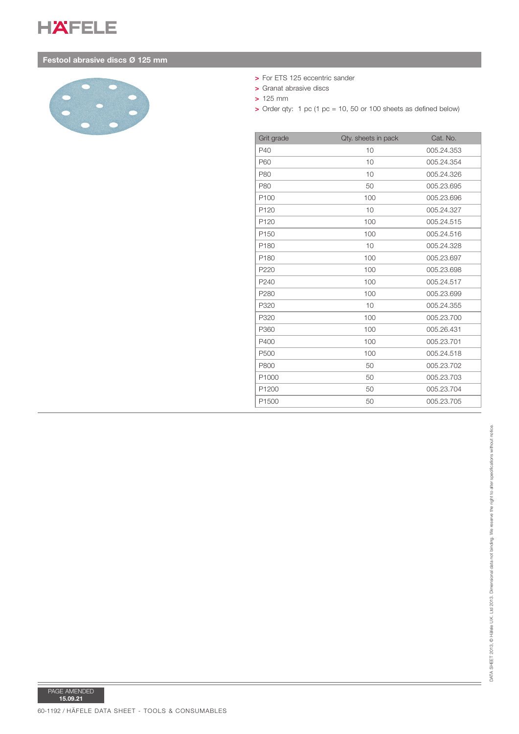## Festool abrasive discs Ø 125 mm

- For ETS 125 eccentric sander
- Granat abrasive discs
- 125 mm
- Order qty: 1 pc (1 pc = 10, 50 or 100 sheets as defined below)

| Grit grade | Qty. sheets in pack | Cat. No. |
|---|---|---|
| P40 | 10 | 005.24.353 |
| P60 | 10 | 005.24.354 |
| P80 | 10 | 005.24.326 |
| P80 | 50 | 005.23.695 |
| P100 | 100 | 005.23.696 |
| P120 | 10 | 005.24.327 |
| P120 | 100 | 005.24.515 |
| P150 | 100 | 005.24.516 |
| P180 | 10 | 005.24.328 |
| P180 | 100 | 005.23.697 |
| P220 | 100 | 005.23.698 |
| P240 | 100 | 005.24.517 |
| P280 | 100 | 005.23.699 |
| P320 | 10 | 005.24.355 |
| P320 | 100 | 005.23.700 |
| P360 | 100 | 005.26.431 |
| P400 | 100 | 005.23.701 |
| P500 | 100 | 005.24.518 |
| P800 | 50 | 005.23.702 |
| P1000 | 50 | 005.23.703 |
| P1200 | 50 | 005.23.704 |
| P1500 | 50 | 005.23.705 |

DATA SHEET 2013. © Häfele U.K. Ltd 2013. Dimensional data not binding. We reserve the right to alter specifications without notice.

PAGE AMENDED
**15.09.21**